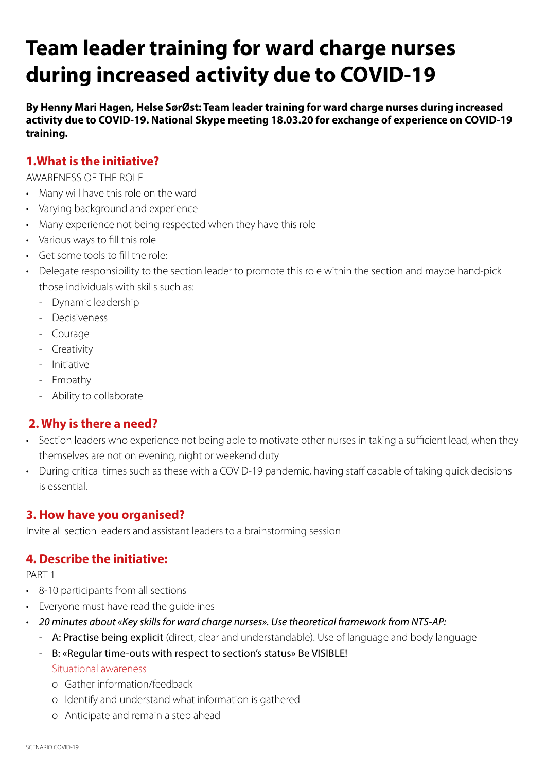# Team leader training for ward charge nurses during increased activity due to COVID-19

**By Henny Mari Hagen, Helse SørØst: Team leader training for ward charge nurses during increased activity due to COVID-19. National Skype meeting 18.03.20 for exchange of experience on COVID-19 training.**

## 1.What is the initiative?

AWARENESS OF THE ROLE

- Many will have this role on the ward
- Varying background and experience
- Many experience not being respected when they have this role
- Various ways to fill this role
- Get some tools to fill the role:
- Delegate responsibility to the section leader to promote this role within the section and maybe hand-pick those individuals with skills such as:
  - Dynamic leadership
  - Decisiveness
  - Courage
  - Creativity
  - Initiative
  - Empathy
  - Ability to collaborate

## 2. Why is there a need?

- Section leaders who experience not being able to motivate other nurses in taking a sufficient lead, when they themselves are not on evening, night or weekend duty
- During critical times such as these with a COVID-19 pandemic, having staff capable of taking quick decisions is essential.

## 3. How have you organised?

Invite all section leaders and assistant leaders to a brainstorming session

## 4. Describe the initiative:

PART 1

- 8-10 participants from all sections
- Everyone must have read the guidelines
- *20 minutes about «Key skills for ward charge nurses». Use theoretical framework from NTS-AP:*
  - A: Practise being explicit (direct, clear and understandable). Use of language and body language
  - B: «Regular time-outs with respect to section's status» Be VISIBLE!
    
    Situational awareness
    - o Gather information/feedback
    - o Identify and understand what information is gathered
    - o Anticipate and remain a step ahead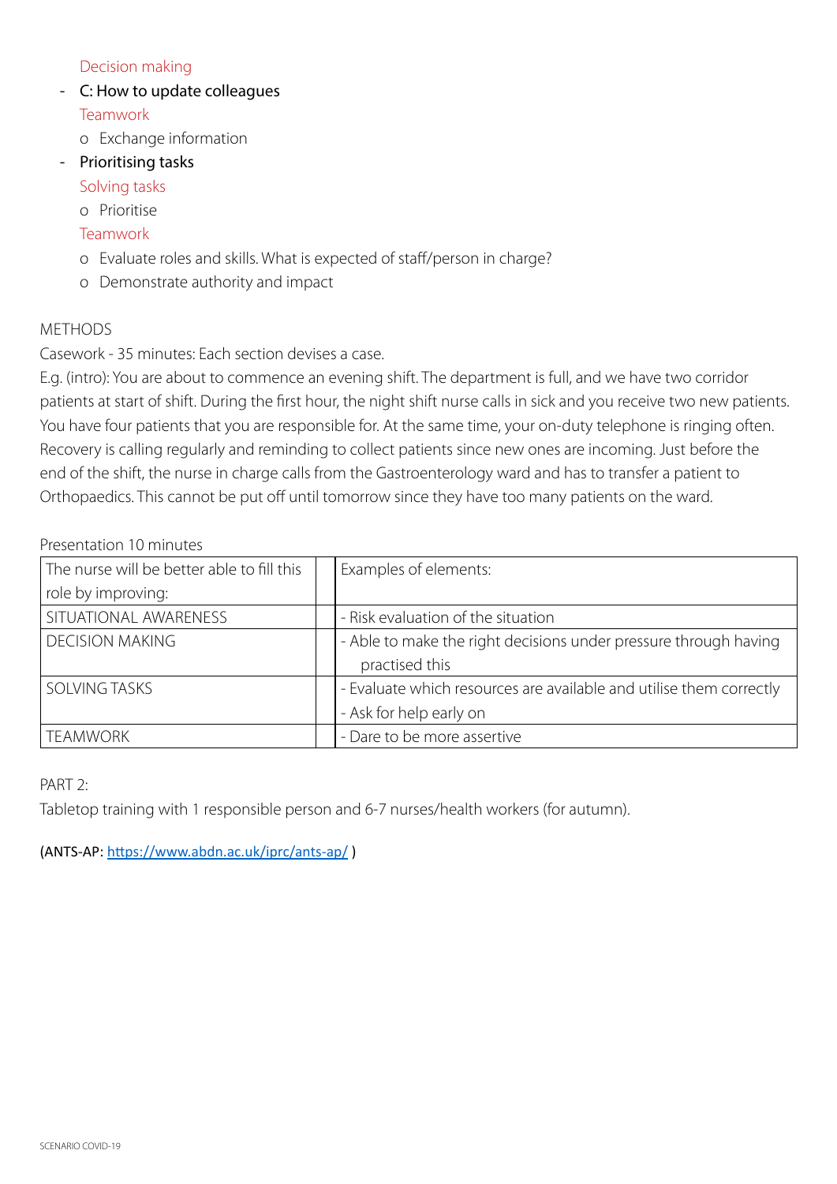Decision making

- C: How to update colleagues

  Teamwork

  - Exchange information

- Prioritising tasks

  Solving tasks

  - Prioritise

  Teamwork

  - Evaluate roles and skills. What is expected of staff/person in charge?
  - Demonstrate authority and impact

METHODS

Casework - 35 minutes: Each section devises a case.

E.g. (intro): You are about to commence an evening shift. The department is full, and we have two corridor patients at start of shift. During the first hour, the night shift nurse calls in sick and you receive two new patients. You have four patients that you are responsible for. At the same time, your on-duty telephone is ringing often. Recovery is calling regularly and reminding to collect patients since new ones are incoming. Just before the end of the shift, the nurse in charge calls from the Gastroenterology ward and has to transfer a patient to Orthopaedics. This cannot be put off until tomorrow since they have too many patients on the ward.

Presentation 10 minutes

| The nurse will be better able to fill this role by improving: | | Examples of elements: |
|---|---|---|
| SITUATIONAL AWARENESS | | - Risk evaluation of the situation |
| DECISION MAKING | | - Able to make the right decisions under pressure through having practised this |
| SOLVING TASKS | | - Evaluate which resources are available and utilise them correctly<br>- Ask for help early on |
| TEAMWORK | | - Dare to be more assertive |

PART 2:

Tabletop training with 1 responsible person and 6-7 nurses/health workers (for autumn).

(ANTS-AP: https://www.abdn.ac.uk/iprc/ants-ap/ )